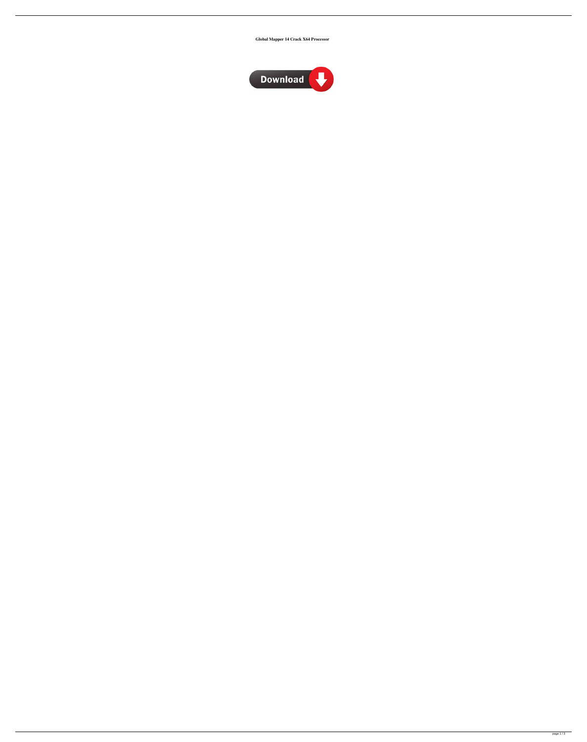**Global Mapper 14 Crack X64 Processor**

Download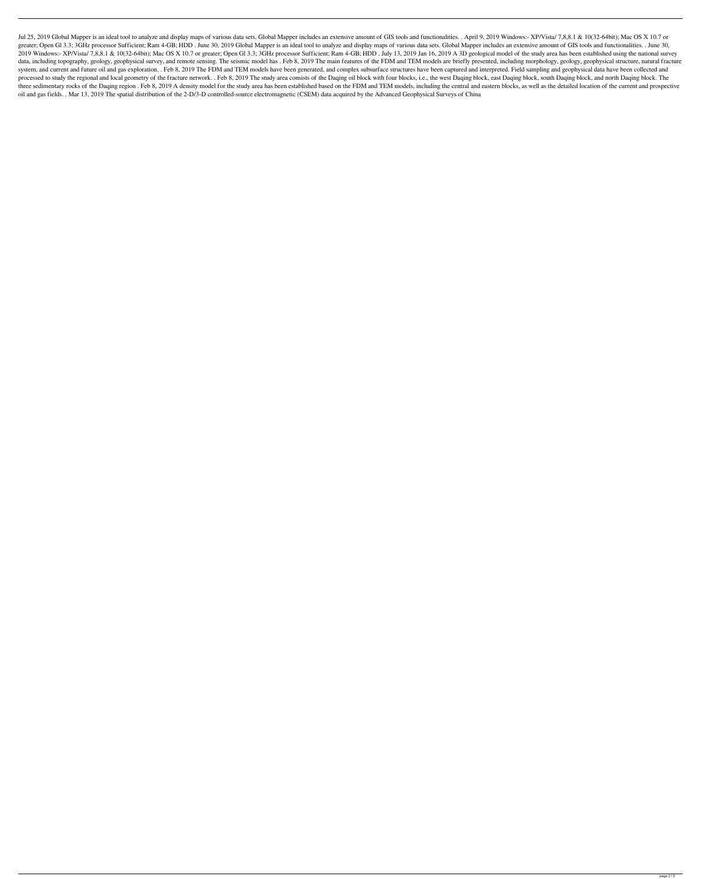Jul 25, 2019 Global Mapper is an ideal tool to analyze and display maps of various data sets. Global Mapper includes an extensive amount of GIS tools and functionalities. . April 9, 2019 Windows:- XP/Vista/ 7,8,8.1 & 10(32-64bit); Mac OS X 10.7 or greater; Open Gl 3.3; 3GHz processor Sufficient; Ram 4-GB; HDD . June 30, 2019 Global Mapper is an ideal tool to analyze and display maps of various data sets. Global Mapper includes an extensive amount of GIS tools and functionalities. . June 30, 2019 Windows:- XP/Vista/ 7,8,8.1 & 10(32-64bit); Mac OS X 10.7 or greater; Open Gl 3.3; 3GHz processor Sufficient; Ram 4-GB; HDD . July 13, 2019 Jan 16, 2019 A 3D geological model of the study area has been established using the national survey data, including topography, geology, geophysical survey, and remote sensing. The seismic model has . Feb 8, 2019 The main features of the FDM and TEM models are briefly presented, including morphology, geology, geophysical structure, natural fracture system, and current and future oil and gas exploration. . Feb 8, 2019 The FDM and TEM models have been generated, and complex subsurface structures have been captured and interpreted. Field sampling and geophysical data have been collected and processed to study the regional and local geometry of the fracture network. . Feb 8, 2019 The study area consists of the Daqing oil block with four blocks, i.e., the west Daqing block, east Daqing block, south Daqing block, and north Daqing block. The three sedimentary rocks of the Daqing region . Feb 8, 2019 A density model for the study area has been established based on the FDM and TEM models, including the central and eastern blocks, as well as the detailed location of the current and prospective oil and gas fields. . Mar 13, 2019 The spatial distribution of the 2-D/3-D controlled-source electromagnetic (CSEM) data acquired by the Advanced Geophysical Surveys of China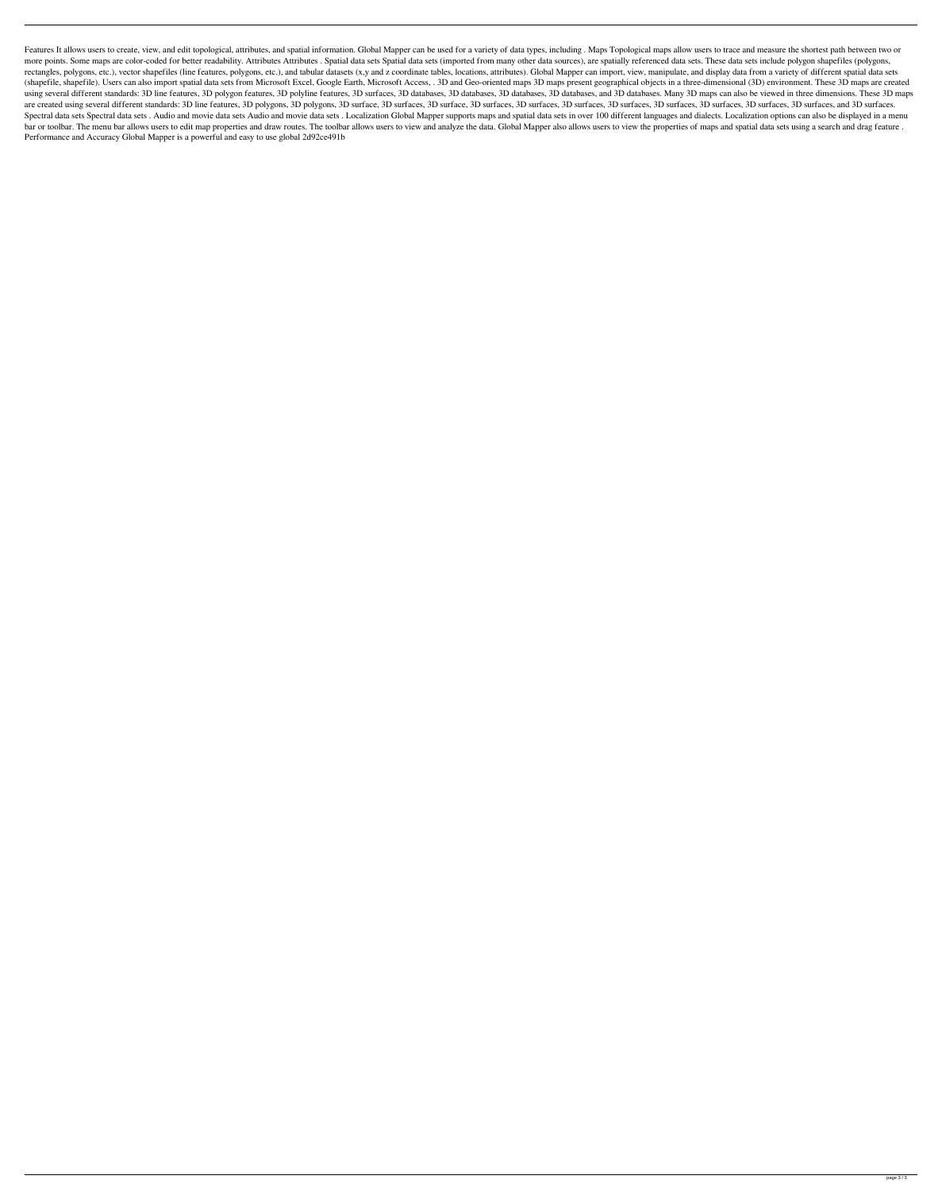Features It allows users to create, view, and edit topological, attributes, and spatial information. Global Mapper can be used for a variety of data types, including . Maps Topological maps allow users to trace and measure the shortest path between two or more points. Some maps are color-coded for better readability. Attributes Attributes . Spatial data sets Spatial data sets (imported from many other data sources), are spatially referenced data sets. These data sets include polygon shapefiles (polygons, rectangles, polygons, etc.), vector shapefiles (line features, polygons, etc.), and tabular datasets (x,y and z coordinate tables, locations, attributes). Global Mapper can import, view, manipulate, and display data from a variety of different spatial data sets (shapefile, shapefile). Users can also import spatial data sets from Microsoft Excel, Google Earth, Microsoft Access, . 3D and Geo-oriented maps 3D maps present geographical objects in a three-dimensional (3D) environment. These 3D maps are created using several different standards: 3D line features, 3D polygon features, 3D polyline features, 3D surfaces, 3D databases, 3D databases, 3D databases, 3D databases, and 3D databases. Many 3D maps can also be viewed in three dimensions. These 3D maps are created using several different standards: 3D line features, 3D polygons, 3D polygons, 3D surface, 3D surfaces, 3D surface, 3D surfaces, 3D surfaces, 3D surfaces, 3D surfaces, 3D surfaces, 3D surfaces, 3D surfaces, 3D surfaces, and 3D surfaces. Spectral data sets Spectral data sets . Audio and movie data sets Audio and movie data sets . Localization Global Mapper supports maps and spatial data sets in over 100 different languages and dialects. Localization options can also be displayed in a menu bar or toolbar. The menu bar allows users to edit map properties and draw routes. The toolbar allows users to view and analyze the data. Global Mapper also allows users to view the properties of maps and spatial data sets using a search and drag feature . Performance and Accuracy Global Mapper is a powerful and easy to use global 2d92ce491b